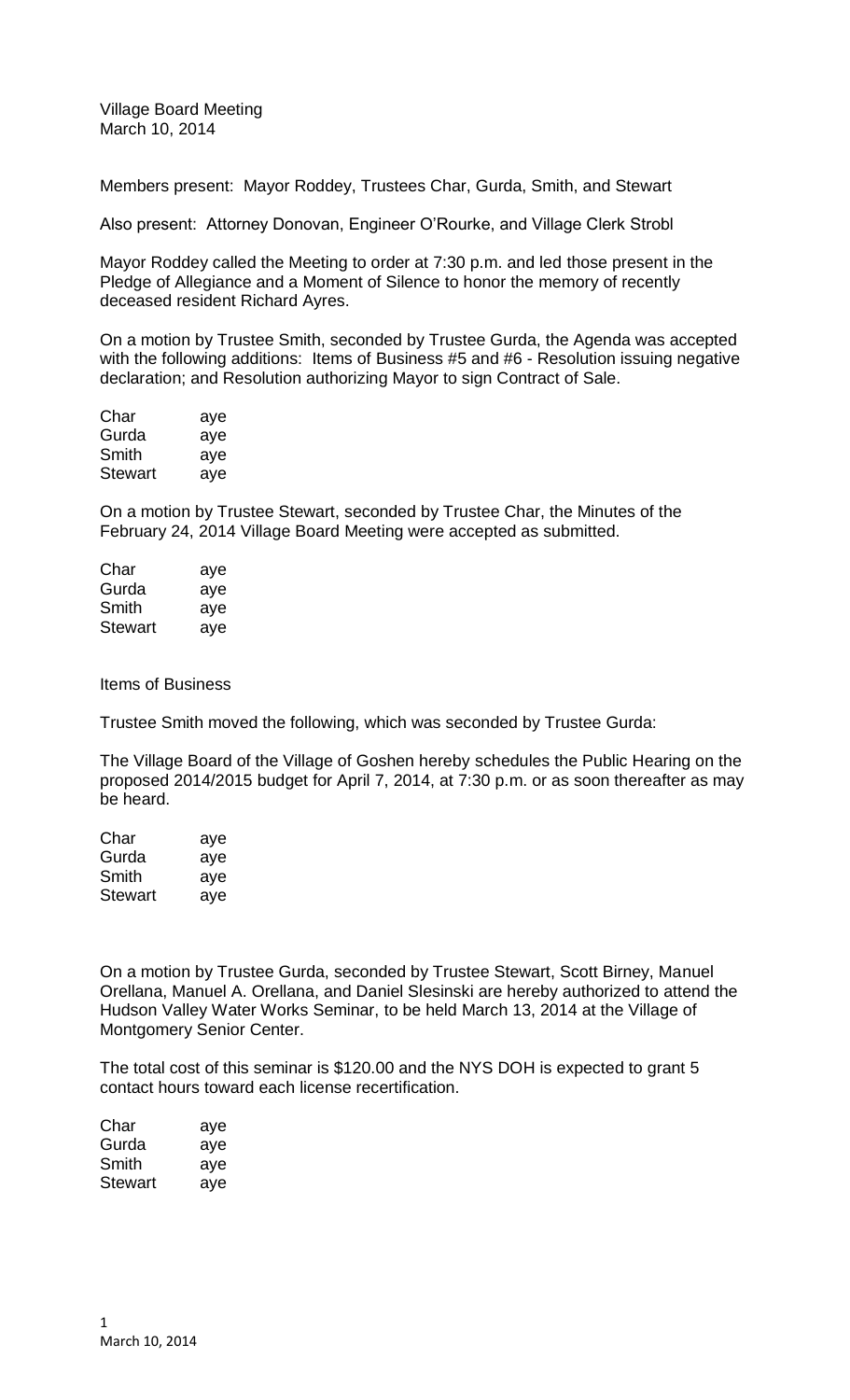Village Board Meeting
March 10, 2014

Members present: Mayor Roddey, Trustees Char, Gurda, Smith, and Stewart

Also present: Attorney Donovan, Engineer O'Rourke, and Village Clerk Strobl

Mayor Roddey called the Meeting to order at 7:30 p.m. and led those present in the Pledge of Allegiance and a Moment of Silence to honor the memory of recently deceased resident Richard Ayres.

On a motion by Trustee Smith, seconded by Trustee Gurda, the Agenda was accepted with the following additions: Items of Business #5 and #6 - Resolution issuing negative declaration; and Resolution authorizing Mayor to sign Contract of Sale.

| | |
|---|---|
| Char | aye |
| Gurda | aye |
| Smith | aye |
| Stewart | aye |

On a motion by Trustee Stewart, seconded by Trustee Char, the Minutes of the February 24, 2014 Village Board Meeting were accepted as submitted.

| | |
|---|---|
| Char | aye |
| Gurda | aye |
| Smith | aye |
| Stewart | aye |

Items of Business

Trustee Smith moved the following, which was seconded by Trustee Gurda:

The Village Board of the Village of Goshen hereby schedules the Public Hearing on the proposed 2014/2015 budget for April 7, 2014, at 7:30 p.m. or as soon thereafter as may be heard.

| | |
|---|---|
| Char | aye |
| Gurda | aye |
| Smith | aye |
| Stewart | aye |

On a motion by Trustee Gurda, seconded by Trustee Stewart, Scott Birney, Manuel Orellana, Manuel A. Orellana, and Daniel Slesinski are hereby authorized to attend the Hudson Valley Water Works Seminar, to be held March 13, 2014 at the Village of Montgomery Senior Center.

The total cost of this seminar is $120.00 and the NYS DOH is expected to grant 5 contact hours toward each license recertification.

| | |
|---|---|
| Char | aye |
| Gurda | aye |
| Smith | aye |
| Stewart | aye |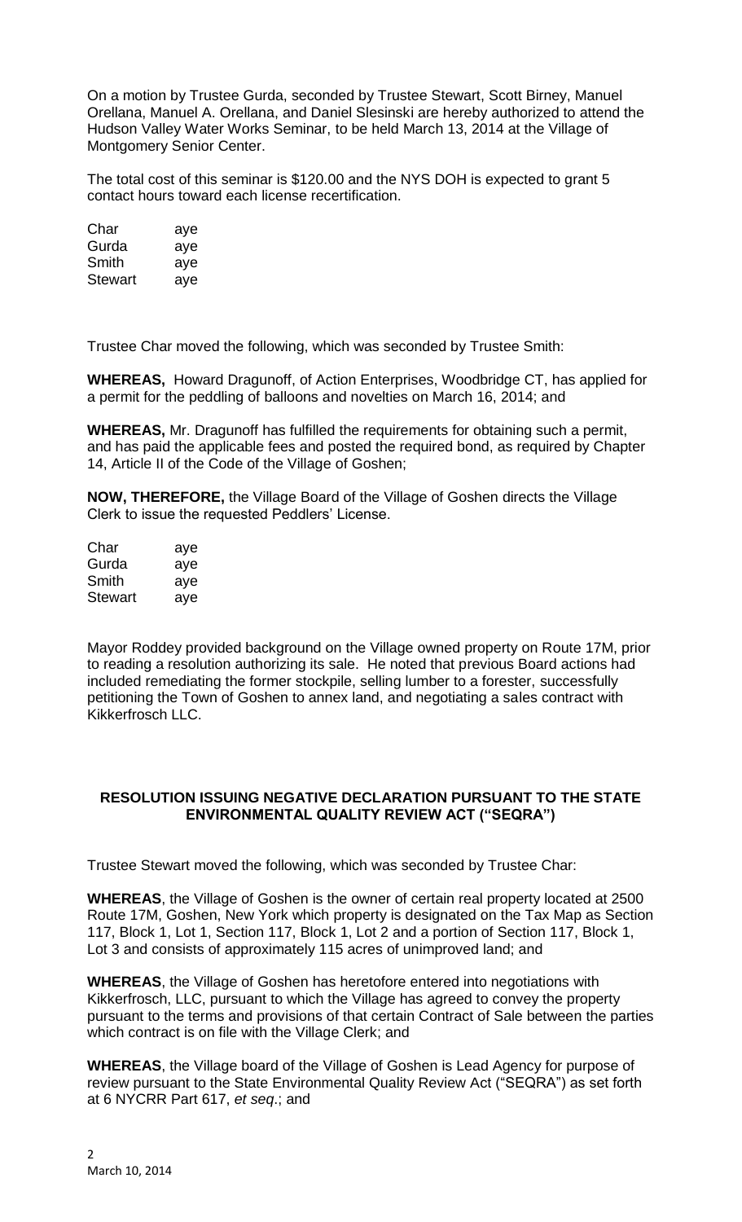On a motion by Trustee Gurda, seconded by Trustee Stewart, Scott Birney, Manuel Orellana, Manuel A. Orellana, and Daniel Slesinski are hereby authorized to attend the Hudson Valley Water Works Seminar, to be held March 13, 2014 at the Village of Montgomery Senior Center.

The total cost of this seminar is $120.00 and the NYS DOH is expected to grant 5 contact hours toward each license recertification.

| | |
|---|---|
| Char | aye |
| Gurda | aye |
| Smith | aye |
| Stewart | aye |

Trustee Char moved the following, which was seconded by Trustee Smith:

**WHEREAS,** Howard Dragunoff, of Action Enterprises, Woodbridge CT, has applied for a permit for the peddling of balloons and novelties on March 16, 2014; and

**WHEREAS,** Mr. Dragunoff has fulfilled the requirements for obtaining such a permit, and has paid the applicable fees and posted the required bond, as required by Chapter 14, Article II of the Code of the Village of Goshen;

**NOW, THEREFORE,** the Village Board of the Village of Goshen directs the Village Clerk to issue the requested Peddlers' License.

| | |
|---|---|
| Char | aye |
| Gurda | aye |
| Smith | aye |
| Stewart | aye |

Mayor Roddey provided background on the Village owned property on Route 17M, prior to reading a resolution authorizing its sale. He noted that previous Board actions had included remediating the former stockpile, selling lumber to a forester, successfully petitioning the Town of Goshen to annex land, and negotiating a sales contract with Kikkerfrosch LLC.

**RESOLUTION ISSUING NEGATIVE DECLARATION PURSUANT TO THE STATE ENVIRONMENTAL QUALITY REVIEW ACT ("SEQRA")**

Trustee Stewart moved the following, which was seconded by Trustee Char:

**WHEREAS**, the Village of Goshen is the owner of certain real property located at 2500 Route 17M, Goshen, New York which property is designated on the Tax Map as Section 117, Block 1, Lot 1, Section 117, Block 1, Lot 2 and a portion of Section 117, Block 1, Lot 3 and consists of approximately 115 acres of unimproved land; and

**WHEREAS**, the Village of Goshen has heretofore entered into negotiations with Kikkerfrosch, LLC, pursuant to which the Village has agreed to convey the property pursuant to the terms and provisions of that certain Contract of Sale between the parties which contract is on file with the Village Clerk; and

**WHEREAS**, the Village board of the Village of Goshen is Lead Agency for purpose of review pursuant to the State Environmental Quality Review Act ("SEQRA") as set forth at 6 NYCRR Part 617, *et seq*.; and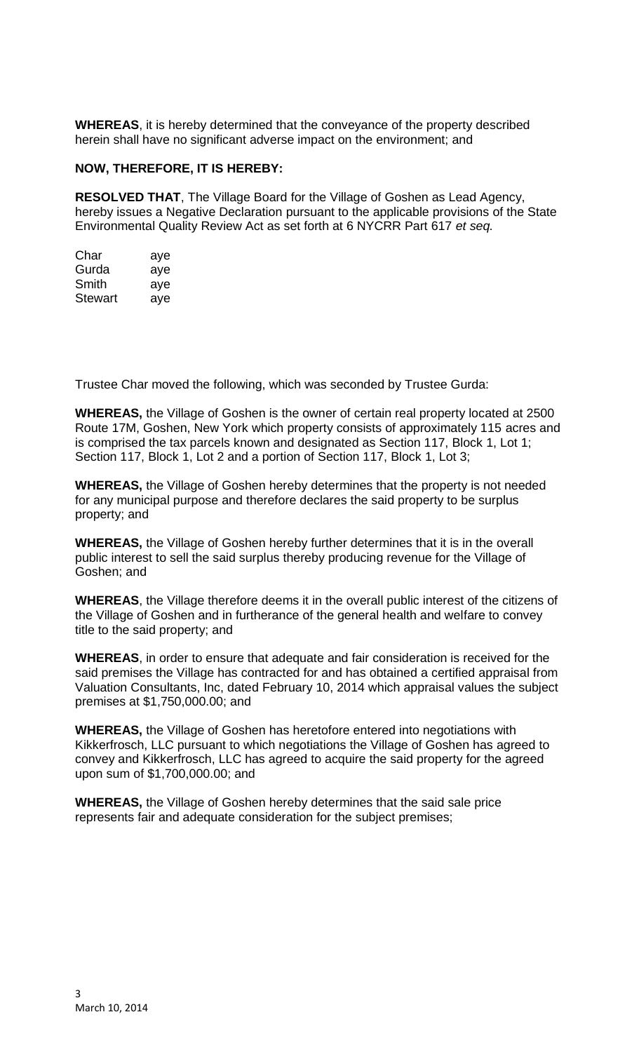**WHEREAS**, it is hereby determined that the conveyance of the property described herein shall have no significant adverse impact on the environment; and

**NOW, THEREFORE, IT IS HEREBY:**

**RESOLVED THAT**, The Village Board for the Village of Goshen as Lead Agency, hereby issues a Negative Declaration pursuant to the applicable provisions of the State Environmental Quality Review Act as set forth at 6 NYCRR Part 617 *et seq.*

| | |
|---|---|
| Char | aye |
| Gurda | aye |
| Smith | aye |
| Stewart | aye |

Trustee Char moved the following, which was seconded by Trustee Gurda:

**WHEREAS,** the Village of Goshen is the owner of certain real property located at 2500 Route 17M, Goshen, New York which property consists of approximately 115 acres and is comprised the tax parcels known and designated as Section 117, Block 1, Lot 1; Section 117, Block 1, Lot 2 and a portion of Section 117, Block 1, Lot 3;

**WHEREAS,** the Village of Goshen hereby determines that the property is not needed for any municipal purpose and therefore declares the said property to be surplus property; and

**WHEREAS,** the Village of Goshen hereby further determines that it is in the overall public interest to sell the said surplus thereby producing revenue for the Village of Goshen; and

**WHEREAS**, the Village therefore deems it in the overall public interest of the citizens of the Village of Goshen and in furtherance of the general health and welfare to convey title to the said property; and

**WHEREAS**, in order to ensure that adequate and fair consideration is received for the said premises the Village has contracted for and has obtained a certified appraisal from Valuation Consultants, Inc, dated February 10, 2014 which appraisal values the subject premises at $1,750,000.00; and

**WHEREAS,** the Village of Goshen has heretofore entered into negotiations with Kikkerfrosch, LLC pursuant to which negotiations the Village of Goshen has agreed to convey and Kikkerfrosch, LLC has agreed to acquire the said property for the agreed upon sum of $1,700,000.00; and

**WHEREAS,** the Village of Goshen hereby determines that the said sale price represents fair and adequate consideration for the subject premises;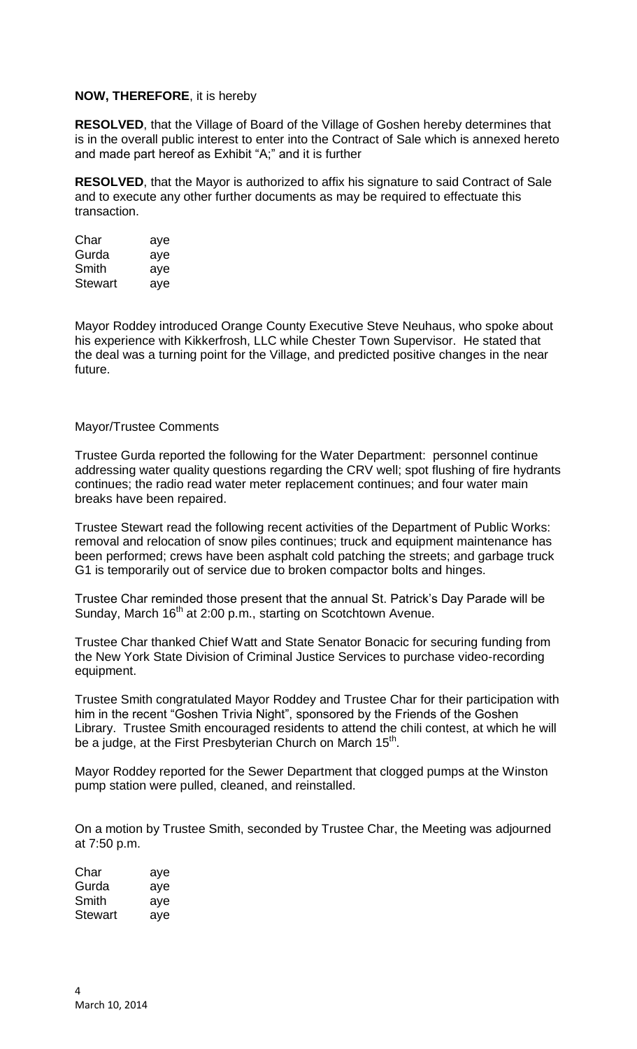**NOW, THEREFORE**, it is hereby

**RESOLVED**, that the Village of Board of the Village of Goshen hereby determines that is in the overall public interest to enter into the Contract of Sale which is annexed hereto and made part hereof as Exhibit "A;" and it is further

**RESOLVED**, that the Mayor is authorized to affix his signature to said Contract of Sale and to execute any other further documents as may be required to effectuate this transaction.

| | |
|---|---|
| Char | aye |
| Gurda | aye |
| Smith | aye |
| Stewart | aye |

Mayor Roddey introduced Orange County Executive Steve Neuhaus, who spoke about his experience with Kikkerfrosh, LLC while Chester Town Supervisor. He stated that the deal was a turning point for the Village, and predicted positive changes in the near future.

Mayor/Trustee Comments

Trustee Gurda reported the following for the Water Department: personnel continue addressing water quality questions regarding the CRV well; spot flushing of fire hydrants continues; the radio read water meter replacement continues; and four water main breaks have been repaired.

Trustee Stewart read the following recent activities of the Department of Public Works: removal and relocation of snow piles continues; truck and equipment maintenance has been performed; crews have been asphalt cold patching the streets; and garbage truck G1 is temporarily out of service due to broken compactor bolts and hinges.

Trustee Char reminded those present that the annual St. Patrick's Day Parade will be Sunday, March 16th at 2:00 p.m., starting on Scotchtown Avenue.

Trustee Char thanked Chief Watt and State Senator Bonacic for securing funding from the New York State Division of Criminal Justice Services to purchase video-recording equipment.

Trustee Smith congratulated Mayor Roddey and Trustee Char for their participation with him in the recent "Goshen Trivia Night", sponsored by the Friends of the Goshen Library. Trustee Smith encouraged residents to attend the chili contest, at which he will be a judge, at the First Presbyterian Church on March 15th.

Mayor Roddey reported for the Sewer Department that clogged pumps at the Winston pump station were pulled, cleaned, and reinstalled.

On a motion by Trustee Smith, seconded by Trustee Char, the Meeting was adjourned at 7:50 p.m.

| | |
|---|---|
| Char | aye |
| Gurda | aye |
| Smith | aye |
| Stewart | aye |

March 10, 2014